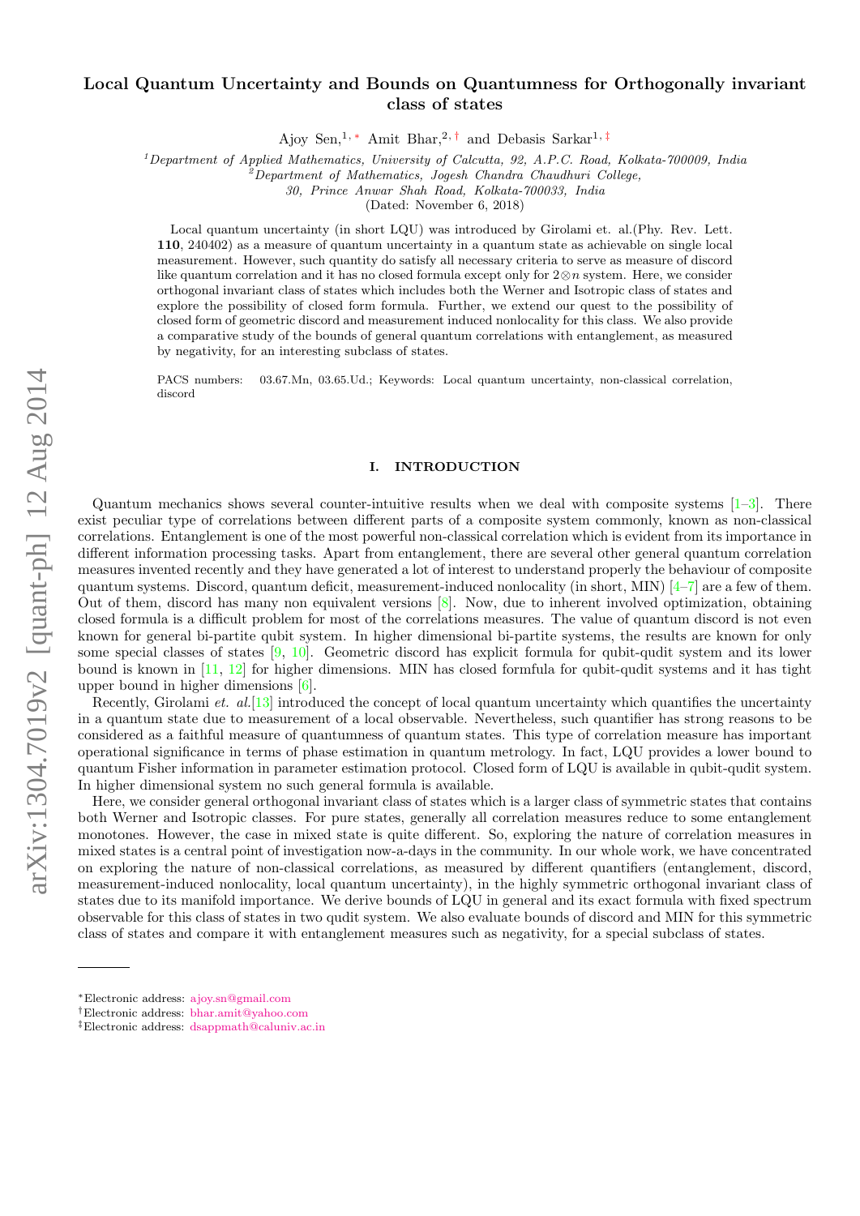# Local Quantum Uncertainty and Bounds on Quantumness for Orthogonally invariant class of states

Ajoy Sen,[1,*] Amit Bhar,[2,†] and Debasis Sarkar[1,‡]

[1]Department of Applied Mathematics, University of Calcutta, 92, A.P.C. Road, Kolkata-700009, India
[2]Department of Mathematics, Jogesh Chandra Chaudhuri College, 30, Prince Anwar Shah Road, Kolkata-700033, India

(Dated: November 6, 2018)

Local quantum uncertainty (in short LQU) was introduced by Girolami et. al.(Phy. Rev. Lett. **110**, 240402) as a measure of quantum uncertainty in a quantum state as achievable on single local measurement. However, such quantity do satisfy all necessary criteria to serve as measure of discord like quantum correlation and it has no closed formula except only for $2\otimes n$ system. Here, we consider orthogonal invariant class of states which includes both the Werner and Isotropic class of states and explore the possibility of closed form formula. Further, we extend our quest to the possibility of closed form of geometric discord and measurement induced nonlocality for this class. We also provide a comparative study of the bounds of general quantum correlations with entanglement, as measured by negativity, for an interesting subclass of states.

PACS numbers: 03.67.Mn, 03.65.Ud.; Keywords: Local quantum uncertainty, non-classical correlation, discord

## I. INTRODUCTION

Quantum mechanics shows several counter-intuitive results when we deal with composite systems [1–3]. There exist peculiar type of correlations between different parts of a composite system commonly, known as non-classical correlations. Entanglement is one of the most powerful non-classical correlation which is evident from its importance in different information processing tasks. Apart from entanglement, there are several other general quantum correlation measures invented recently and they have generated a lot of interest to understand properly the behaviour of composite quantum systems. Discord, quantum deficit, measurement-induced nonlocality (in short, MIN) [4–7] are a few of them. Out of them, discord has many non equivalent versions [8]. Now, due to inherent involved optimization, obtaining closed formula is a difficult problem for most of the correlations measures. The value of quantum discord is not even known for general bi-partite qubit system. In higher dimensional bi-partite systems, the results are known for only some special classes of states [9, 10]. Geometric discord has explicit formula for qubit-qudit system and its lower bound is known in [11, 12] for higher dimensions. MIN has closed formfula for qubit-qudit systems and it has tight upper bound in higher dimensions [6].

Recently, Girolami *et. al.*[13] introduced the concept of local quantum uncertainty which quantifies the uncertainty in a quantum state due to measurement of a local observable. Nevertheless, such quantifier has strong reasons to be considered as a faithful measure of quantumness of quantum states. This type of correlation measure has important operational significance in terms of phase estimation in quantum metrology. In fact, LQU provides a lower bound to quantum Fisher information in parameter estimation protocol. Closed form of LQU is available in qubit-qudit system. In higher dimensional system no such general formula is available.

Here, we consider general orthogonal invariant class of states which is a larger class of symmetric states that contains both Werner and Isotropic classes. For pure states, generally all correlation measures reduce to some entanglement monotones. However, the case in mixed state is quite different. So, exploring the nature of correlation measures in mixed states is a central point of investigation now-a-days in the community. In our whole work, we have concentrated on exploring the nature of non-classical correlations, as measured by different quantifiers (entanglement, discord, measurement-induced nonlocality, local quantum uncertainty), in the highly symmetric orthogonal invariant class of states due to its manifold importance. We derive bounds of LQU in general and its exact formula with fixed spectrum observable for this class of states in two qudit system. We also evaluate bounds of discord and MIN for this symmetric class of states and compare it with entanglement measures such as negativity, for a special subclass of states.

---

*Electronic address: ajoy.sn@gmail.com
†Electronic address: bhar.amit@yahoo.com
‡Electronic address: dsappmath@caluniv.ac.in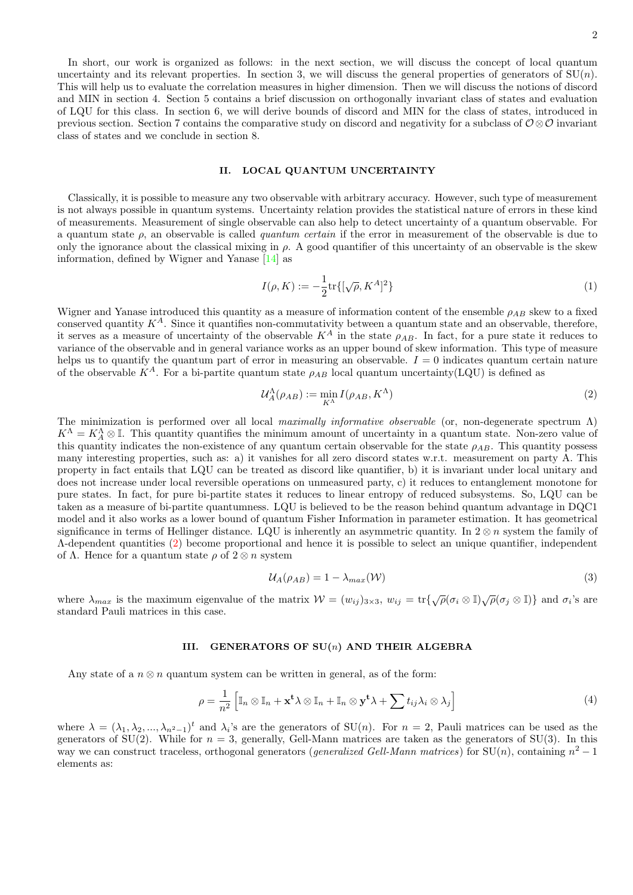In short, our work is organized as follows: in the next section, we will discuss the concept of local quantum uncertainty and its relevant properties. In section 3, we will discuss the general properties of generators of SU($n$). This will help us to evaluate the correlation measures in higher dimension. Then we will discuss the notions of discord and MIN in section 4. Section 5 contains a brief discussion on orthogonally invariant class of states and evaluation of LQU for this class. In section 6, we will derive bounds of discord and MIN for the class of states, introduced in previous section. Section 7 contains the comparative study on discord and negativity for a subclass of $\mathcal{O}\otimes\mathcal{O}$ invariant class of states and we conclude in section 8.

## II. LOCAL QUANTUM UNCERTAINTY

Classically, it is possible to measure any two observable with arbitrary accuracy. However, such type of measurement is not always possible in quantum systems. Uncertainty relation provides the statistical nature of errors in these kind of measurements. Measurement of single observable can also help to detect uncertainty of a quantum observable. For a quantum state $\rho$, an observable is called *quantum certain* if the error in measurement of the observable is due to only the ignorance about the classical mixing in $\rho$. A good quantifier of this uncertainty of an observable is the skew information, defined by Wigner and Yanase [14] as

$$I(\rho, K) := -\frac{1}{2}\text{tr}\{[\sqrt{\rho}, K^A]^2\} \tag{1}$$

Wigner and Yanase introduced this quantity as a measure of information content of the ensemble $\rho_{AB}$ skew to a fixed conserved quantity $K^A$. Since it quantifies non-commutativity between a quantum state and an observable, therefore, it serves as a measure of uncertainty of the observable $K^A$ in the state $\rho_{AB}$. In fact, for a pure state it reduces to variance of the observable and in general variance works as an upper bound of skew information. This type of measure helps us to quantify the quantum part of error in measuring an observable. $I = 0$ indicates quantum certain nature of the observable $K^A$. For a bi-partite quantum state $\rho_{AB}$ local quantum uncertainty(LQU) is defined as

$$\mathcal{U}_A^\Lambda(\rho_{AB}) := \min_{K^\Lambda} I(\rho_{AB}, K^\Lambda) \tag{2}$$

The minimization is performed over all local *maximally informative observable* (or, non-degenerate spectrum $\Lambda$) $K^\Lambda = K_A^\Lambda \otimes \mathbb{I}$. This quantity quantifies the minimum amount of uncertainty in a quantum state. Non-zero value of this quantity indicates the non-existence of any quantum certain observable for the state $\rho_{AB}$. This quantity possess many interesting properties, such as: a) it vanishes for all zero discord states w.r.t. measurement on party A. This property in fact entails that LQU can be treated as discord like quantifier, b) it is invariant under local unitary and does not increase under local reversible operations on unmeasured party, c) it reduces to entanglement monotone for pure states. In fact, for pure bi-partite states it reduces to linear entropy of reduced subsystems. So, LQU can be taken as a measure of bi-partite quantumness. LQU is believed to be the reason behind quantum advantage in DQC1 model and it also works as a lower bound of quantum Fisher Information in parameter estimation. It has geometrical significance in terms of Hellinger distance. LQU is inherently an asymmetric quantity. In $2\otimes n$ system the family of $\Lambda$-dependent quantities (2) become proportional and hence it is possible to select an unique quantifier, independent of $\Lambda$. Hence for a quantum state $\rho$ of $2\otimes n$ system

$$\mathcal{U}_A(\rho_{AB}) = 1 - \lambda_{max}(\mathcal{W}) \tag{3}$$

where $\lambda_{max}$ is the maximum eigenvalue of the matrix $\mathcal{W} = (w_{ij})_{3\times 3}$, $w_{ij} = \text{tr}\{\sqrt{\rho}(\sigma_i \otimes \mathbb{I})\sqrt{\rho}(\sigma_j \otimes \mathbb{I})\}$ and $\sigma_i$'s are standard Pauli matrices in this case.

## III. GENERATORS OF SU($n$) AND THEIR ALGEBRA

Any state of a $n\otimes n$ quantum system can be written in general, as of the form:

$$\rho = \frac{1}{n^2}\left[\mathbb{I}_n \otimes \mathbb{I}_n + \mathbf{x^t}\lambda \otimes \mathbb{I}_n + \mathbb{I}_n \otimes \mathbf{y^t}\lambda + \sum t_{ij}\lambda_i \otimes \lambda_j\right] \tag{4}$$

where $\lambda = (\lambda_1, \lambda_2, ..., \lambda_{n^2-1})^t$ and $\lambda_i$'s are the generators of SU($n$). For $n = 2$, Pauli matrices can be used as the generators of SU(2). While for $n = 3$, generally, Gell-Mann matrices are taken as the generators of SU(3). In this way we can construct traceless, orthogonal generators (*generalized Gell-Mann matrices*) for SU($n$), containing $n^2 - 1$ elements as: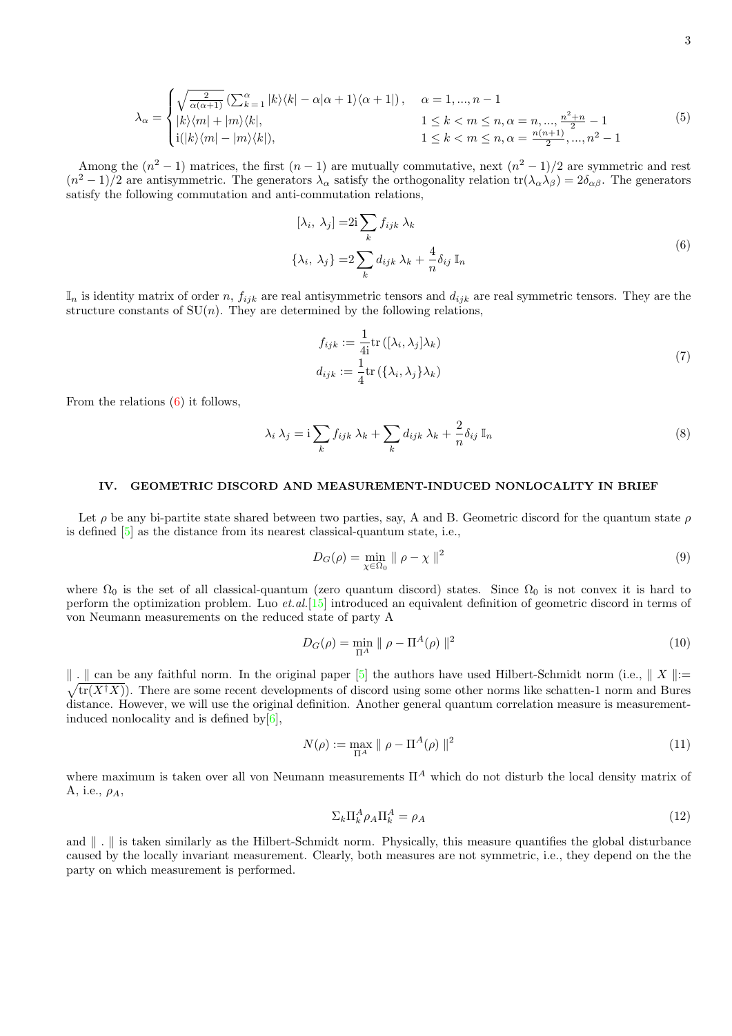$$
\lambda_\alpha = \begin{cases} \sqrt{\frac{2}{\alpha(\alpha+1)}} \left( \sum_{k=1}^{\alpha} |k\rangle\langle k| - \alpha|\alpha+1\rangle\langle\alpha+1| \right), & \alpha = 1, ..., n-1 \\ |k\rangle\langle m| + |m\rangle\langle k|, & 1 \le k < m \le n, \alpha = n, ..., \frac{n^2+n}{2} - 1 \\ \mathrm{i}(|k\rangle\langle m| - |m\rangle\langle k|), & 1 \le k < m \le n, \alpha = \frac{n(n+1)}{2}, ..., n^2-1 \end{cases} \tag{5}
$$

Among the $(n^2-1)$ matrices, the first $(n-1)$ are mutually commutative, next $(n^2-1)/2$ are symmetric and rest $(n^2-1)/2$ are antisymmetric. The generators $\lambda_\alpha$ satisfy the orthogonality relation $\mathrm{tr}(\lambda_\alpha \lambda_\beta) = 2\delta_{\alpha\beta}$. The generators satisfy the following commutation and anti-commutation relations,

$$
\begin{aligned}
[\lambda_i,\ \lambda_j] =& 2\mathrm{i} \sum_k f_{ijk}\ \lambda_k \\
\{\lambda_i,\ \lambda_j\} =& 2 \sum_k d_{ijk}\ \lambda_k + \frac{4}{n} \delta_{ij}\ \mathbb{I}_n
\end{aligned} \tag{6}
$$

$\mathbb{I}_n$ is identity matrix of order $n$, $f_{ijk}$ are real antisymmetric tensors and $d_{ijk}$ are real symmetric tensors. They are the structure constants of $\mathrm{SU}(n)$. They are determined by the following relations,

$$
\begin{aligned}
f_{ijk} :=& \frac{1}{4\mathrm{i}} \mathrm{tr}\left( [\lambda_i, \lambda_j] \lambda_k \right) \\
d_{ijk} :=& \frac{1}{4} \mathrm{tr}\left( \{\lambda_i, \lambda_j\} \lambda_k \right)
\end{aligned} \tag{7}
$$

From the relations (6) it follows,

$$
\lambda_i\ \lambda_j = \mathrm{i} \sum_k f_{ijk}\ \lambda_k + \sum_k d_{ijk}\ \lambda_k + \frac{2}{n} \delta_{ij}\ \mathbb{I}_n \tag{8}
$$

## IV. GEOMETRIC DISCORD AND MEASUREMENT-INDUCED NONLOCALITY IN BRIEF

Let $\rho$ be any bi-partite state shared between two parties, say, A and B. Geometric discord for the quantum state $\rho$ is defined [5] as the distance from its nearest classical-quantum state, i.e.,

$$
D_G(\rho) = \min_{\chi \in \Omega_0} \parallel \rho - \chi \parallel^2 \tag{9}
$$

where $\Omega_0$ is the set of all classical-quantum (zero quantum discord) states. Since $\Omega_0$ is not convex it is hard to perform the optimization problem. Luo *et.al.*[15] introduced an equivalent definition of geometric discord in terms of von Neumann measurements on the reduced state of party A

$$
D_G(\rho) = \min_{\Pi^A} \parallel \rho - \Pi^A(\rho) \parallel^2 \tag{10}
$$

$\parallel . \parallel$ can be any faithful norm. In the original paper [5] the authors have used Hilbert-Schmidt norm (i.e., $\parallel X \parallel := \sqrt{\mathrm{tr}(X^\dagger X)}$). There are some recent developments of discord using some other norms like schatten-1 norm and Bures distance. However, we will use the original definition. Another general quantum correlation measure is measurement-induced nonlocality and is defined by[6],

$$
N(\rho) := \max_{\Pi^A} \parallel \rho - \Pi^A(\rho) \parallel^2 \tag{11}
$$

where maximum is taken over all von Neumann measurements $\Pi^A$ which do not disturb the local density matrix of A, i.e., $\rho_A$,

$$
\Sigma_k \Pi_k^A \rho_A \Pi_k^A = \rho_A \tag{12}
$$

and $\parallel . \parallel$ is taken similarly as the Hilbert-Schmidt norm. Physically, this measure quantifies the global disturbance caused by the locally invariant measurement. Clearly, both measures are not symmetric, i.e., they depend on the the party on which measurement is performed.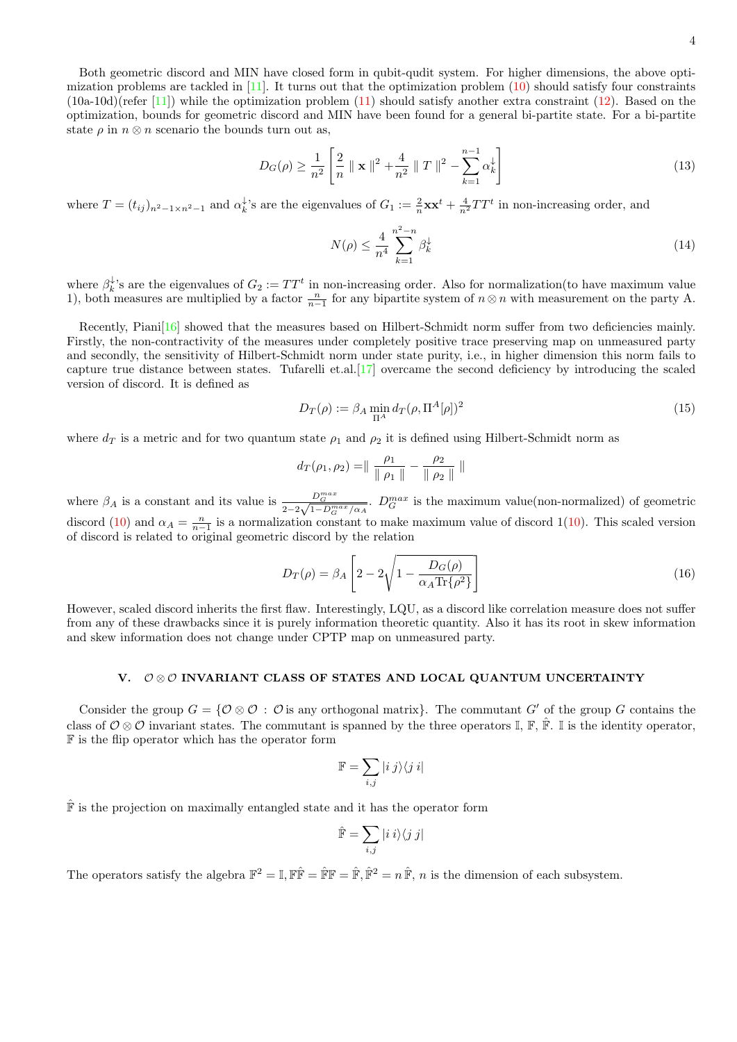Both geometric discord and MIN have closed form in qubit-qudit system. For higher dimensions, the above optimization problems are tackled in [11]. It turns out that the optimization problem (10) should satisfy four constraints (10a-10d)(refer [11]) while the optimization problem (11) should satisfy another extra constraint (12). Based on the optimization, bounds for geometric discord and MIN have been found for a general bi-partite state. For a bi-partite state $\rho$ in $n \otimes n$ scenario the bounds turn out as,

$$D_G(\rho) \geq \frac{1}{n^2}\left[\frac{2}{n} \parallel \mathbf{x} \parallel^2 + \frac{4}{n^2} \parallel T \parallel^2 - \sum_{k=1}^{n-1} \alpha_k^{\downarrow}\right] \tag{13}$$

where $T = (t_{ij})_{n^2-1 \times n^2-1}$ and $\alpha_k^{\downarrow}$'s are the eigenvalues of $G_1 := \frac{2}{n}\mathbf{x}\mathbf{x}^t + \frac{4}{n^2}TT^t$ in non-increasing order, and

$$N(\rho) \leq \frac{4}{n^4} \sum_{k=1}^{n^2-n} \beta_k^{\downarrow} \tag{14}$$

where $\beta_k^{\downarrow}$'s are the eigenvalues of $G_2 := TT^t$ in non-increasing order. Also for normalization(to have maximum value 1), both measures are multiplied by a factor $\frac{n}{n-1}$ for any bipartite system of $n \otimes n$ with measurement on the party A.

Recently, Piani[16] showed that the measures based on Hilbert-Schmidt norm suffer from two deficiencies mainly. Firstly, the non-contractivity of the measures under completely positive trace preserving map on unmeasured party and secondly, the sensitivity of Hilbert-Schmidt norm under state purity, i.e., in higher dimension this norm fails to capture true distance between states. Tufarelli et.al.[17] overcame the second deficiency by introducing the scaled version of discord. It is defined as

$$D_T(\rho) := \beta_A \min_{\Pi^A} d_T(\rho, \Pi^A[\rho])^2 \tag{15}$$

where $d_T$ is a metric and for two quantum state $\rho_1$ and $\rho_2$ it is defined using Hilbert-Schmidt norm as

$$d_T(\rho_1, \rho_2) = \parallel \frac{\rho_1}{\parallel \rho_1 \parallel} - \frac{\rho_2}{\parallel \rho_2 \parallel} \parallel$$

where $\beta_A$ is a constant and its value is $\frac{D_G^{max}}{2-2\sqrt{1-D_G^{max}/\alpha_A}}$. $D_G^{max}$ is the maximum value(non-normalized) of geometric discord (10) and $\alpha_A = \frac{n}{n-1}$ is a normalization constant to make maximum value of discord 1(10). This scaled version of discord is related to original geometric discord by the relation

$$D_T(\rho) = \beta_A \left[2 - 2\sqrt{1 - \frac{D_G(\rho)}{\alpha_A \mathrm{Tr}\{\rho^2\}}}\right] \tag{16}$$

However, scaled discord inherits the first flaw. Interestingly, LQU, as a discord like correlation measure does not suffer from any of these drawbacks since it is purely information theoretic quantity. Also it has its root in skew information and skew information does not change under CPTP map on unmeasured party.

## V. $\mathcal{O} \otimes \mathcal{O}$ INVARIANT CLASS OF STATES AND LOCAL QUANTUM UNCERTAINTY

Consider the group $G = \{\mathcal{O} \otimes \mathcal{O} : \mathcal{O} \text{ is any orthogonal matrix}\}$. The commutant $G'$ of the group $G$ contains the class of $\mathcal{O} \otimes \mathcal{O}$ invariant states. The commutant is spanned by the three operators $\mathbb{I}$, $\mathbb{F}$, $\hat{\mathbb{F}}$. $\mathbb{I}$ is the identity operator, $\mathbb{F}$ is the flip operator which has the operator form

$$\mathbb{F} = \sum_{i,j} |i\, j\rangle\langle j\, i|$$

$\hat{\mathbb{F}}$ is the projection on maximally entangled state and it has the operator form

$$\hat{\mathbb{F}} = \sum_{i,j} |i\, i\rangle\langle j\, j|$$

The operators satisfy the algebra $\mathbb{F}^2 = \mathbb{I}, \mathbb{F}\hat{\mathbb{F}} = \hat{\mathbb{F}}\mathbb{F} = \hat{\mathbb{F}}, \hat{\mathbb{F}}^2 = n\,\hat{\mathbb{F}}$, $n$ is the dimension of each subsystem.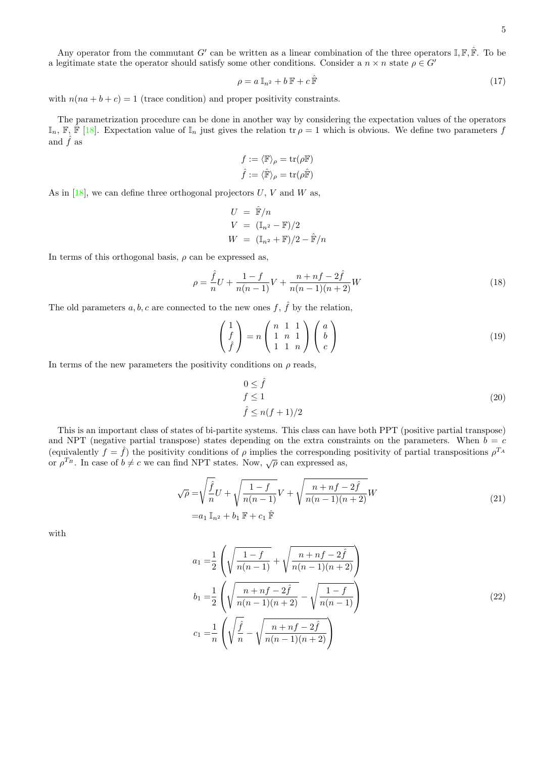Any operator from the commutant $G'$ can be written as a linear combination of the three operators $\mathbb{I}, \mathbb{F}, \hat{\mathbb{F}}$. To be a legitimate state the operator should satisfy some other conditions. Consider a $n \times n$ state $\rho \in G'$

$$\rho = a\, \mathbb{I}_{n^2} + b\, \mathbb{F} + c\, \hat{\mathbb{F}} \tag{17}$$

with $n(na + b + c) = 1$ (trace condition) and proper positivity constraints.

The parametrization procedure can be done in another way by considering the expectation values of the operators $\mathbb{I}_n$, $\mathbb{F}$, $\hat{\mathbb{F}}$ [18]. Expectation value of $\mathbb{I}_n$ just gives the relation $\operatorname{tr} \rho = 1$ which is obvious. We define two parameters $f$ and $\hat{f}$ as

$$f := \langle \mathbb{F} \rangle_\rho = \operatorname{tr}(\rho \mathbb{F})$$
$$\hat{f} := \langle \hat{\mathbb{F}} \rangle_\rho = \operatorname{tr}(\rho \hat{\mathbb{F}})$$

As in [18], we can define three orthogonal projectors $U$, $V$ and $W$ as,

$$\begin{aligned}
U &= \hat{\mathbb{F}}/n \\
V &= (\mathbb{I}_{n^2} - \mathbb{F})/2 \\
W &= (\mathbb{I}_{n^2} + \mathbb{F})/2 - \hat{\mathbb{F}}/n
\end{aligned}$$

In terms of this orthogonal basis, $\rho$ can be expressed as,

$$\rho = \frac{\hat{f}}{n} U + \frac{1-f}{n(n-1)} V + \frac{n + nf - 2\hat{f}}{n(n-1)(n+2)} W \tag{18}$$

The old parameters $a, b, c$ are connected to the new ones $f$, $\hat{f}$ by the relation,

$$\begin{pmatrix} 1 \\ f \\ \hat{f} \end{pmatrix} = n \begin{pmatrix} n & 1 & 1 \\ 1 & n & 1 \\ 1 & 1 & n \end{pmatrix} \begin{pmatrix} a \\ b \\ c \end{pmatrix} \tag{19}$$

In terms of the new parameters the positivity conditions on $\rho$ reads,

$$\begin{aligned}
&0 \le \hat{f} \\
&f \le 1 \\
&\hat{f} \le n(f+1)/2
\end{aligned} \tag{20}$$

This is an important class of states of bi-partite systems. This class can have both PPT (positive partial transpose) and NPT (negative partial transpose) states depending on the extra constraints on the parameters. When $b = c$ (equivalently $f = \hat{f}$) the positivity conditions of $\rho$ implies the corresponding positivity of partial transpositions $\rho^{T_A}$ or $\rho^{T_B}$. In case of $b \ne c$ we can find NPT states. Now, $\sqrt{\rho}$ can expressed as,

$$\begin{aligned}
\sqrt{\rho} =& \sqrt{\frac{\hat{f}}{n}} U + \sqrt{\frac{1-f}{n(n-1)}} V + \sqrt{\frac{n + nf - 2\hat{f}}{n(n-1)(n+2)}} W \\
=& a_1\, \mathbb{I}_{n^2} + b_1\, \mathbb{F} + c_1\, \hat{\mathbb{F}}
\end{aligned} \tag{21}$$

with

$$\begin{aligned}
a_1 =& \frac{1}{2} \left( \sqrt{\frac{1-f}{n(n-1)}} + \sqrt{\frac{n + nf - 2\hat{f}}{n(n-1)(n+2)}} \right) \\
b_1 =& \frac{1}{2} \left( \sqrt{\frac{n + nf - 2\hat{f}}{n(n-1)(n+2)}} - \sqrt{\frac{1-f}{n(n-1)}} \right) \\
c_1 =& \frac{1}{n} \left( \sqrt{\frac{\hat{f}}{n}} - \sqrt{\frac{n + nf - 2\hat{f}}{n(n-1)(n+2)}} \right)
\end{aligned} \tag{22}$$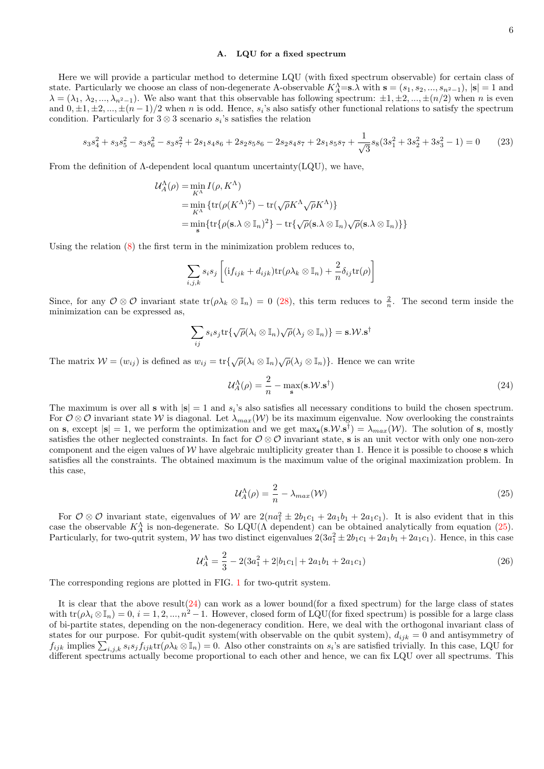### A. LQU for a fixed spectrum

Here we will provide a particular method to determine LQU (with fixed spectrum observable) for certain class of state. Particularly we choose an class of non-degenerate A-observable $K_A^\Lambda$=$\mathbf{s}.\lambda$ with $\mathbf{s} = (s_1, s_2, ..., s_{n^2-1})$, $|\mathbf{s}| = 1$ and $\lambda = (\lambda_1, \lambda_2, ..., \lambda_{n^2-1})$. We also want that this observable has following spectrum: $\pm 1, \pm 2, ..., \pm(n/2)$ when $n$ is even and $0, \pm 1, \pm 2, ..., \pm(n-1)/2$ when $n$ is odd. Hence, $s_i$'s also satisfy other functional relations to satisfy the spectrum condition. Particularly for $3 \otimes 3$ scenario $s_i$'s satisfies the relation

$$s_3 s_4^2 + s_3 s_5^2 - s_3 s_6^2 - s_3 s_7^2 + 2s_1 s_4 s_6 + 2s_2 s_5 s_6 - 2s_2 s_4 s_7 + 2s_1 s_5 s_7 + \frac{1}{\sqrt{3}} s_8 (3s_1^2 + 3s_2^2 + 3s_3^2 - 1) = 0 \tag{23}$$

From the definition of $\Lambda$-dependent local quantum uncertainty(LQU), we have,

$$\begin{aligned}
\mathcal{U}_A^\Lambda(\rho) &= \min_{K^\Lambda} I(\rho, K^\Lambda) \\
&= \min_{K^\Lambda} \{\mathrm{tr}(\rho (K^\Lambda)^2) - \mathrm{tr}(\sqrt{\rho} K^\Lambda \sqrt{\rho} K^\Lambda)\} \\
&= \min_{\mathbf{s}} \{\mathrm{tr}\{\rho(\mathbf{s}.\lambda \otimes \mathbb{I}_n)^2\} - \mathrm{tr}\{\sqrt{\rho}(\mathbf{s}.\lambda \otimes \mathbb{I}_n)\sqrt{\rho}(\mathbf{s}.\lambda \otimes \mathbb{I}_n)\}\}
\end{aligned}$$

Using the relation (8) the first term in the minimization problem reduces to,

$$\sum_{i,j,k} s_i s_j \left[ (\mathrm{i} f_{ijk} + d_{ijk}) \mathrm{tr}(\rho \lambda_k \otimes \mathbb{I}_n) + \frac{2}{n} \delta_{ij} \mathrm{tr}(\rho) \right]$$

Since, for any $\mathcal{O} \otimes \mathcal{O}$ invariant state $\mathrm{tr}(\rho \lambda_k \otimes \mathbb{I}_n) = 0$ (28), this term reduces to $\frac{2}{n}$. The second term inside the minimization can be expressed as,

$$\sum_{ij} s_i s_j \mathrm{tr}\{\sqrt{\rho}(\lambda_i \otimes \mathbb{I}_n)\sqrt{\rho}(\lambda_j \otimes \mathbb{I}_n)\} = \mathbf{s}.\mathcal{W}.\mathbf{s}^\dagger$$

The matrix $\mathcal{W} = (w_{ij})$ is defined as $w_{ij} = \mathrm{tr}\{\sqrt{\rho}(\lambda_i \otimes \mathbb{I}_n)\sqrt{\rho}(\lambda_j \otimes \mathbb{I}_n)\}$. Hence we can write

$$\mathcal{U}_A^\Lambda(\rho) = \frac{2}{n} - \max_{\mathbf{s}}(\mathbf{s}.\mathcal{W}.\mathbf{s}^\dagger) \tag{24}$$

The maximum is over all $\mathbf{s}$ with $|\mathbf{s}| = 1$ and $s_i$'s also satisfies all necessary conditions to build the chosen spectrum. For $\mathcal{O} \otimes \mathcal{O}$ invariant state $\mathcal{W}$ is diagonal. Let $\lambda_{max}(\mathcal{W})$ be its maximum eigenvalue. Now overlooking the constraints on $\mathbf{s}$, except $|\mathbf{s}| = 1$, we perform the optimization and we get $\max_{\mathbf{s}}(\mathbf{s}.\mathcal{W}.\mathbf{s}^\dagger) = \lambda_{max}(\mathcal{W})$. The solution of $\mathbf{s}$, mostly satisfies the other neglected constraints. In fact for $\mathcal{O} \otimes \mathcal{O}$ invariant state, $\mathbf{s}$ is an unit vector with only one non-zero component and the eigen values of $\mathcal{W}$ have algebraic multiplicity greater than 1. Hence it is possible to choose $\mathbf{s}$ which satisfies all the constraints. The obtained maximum is the maximum value of the original maximization problem. In this case,

$$\mathcal{U}_A^\Lambda(\rho) = \frac{2}{n} - \lambda_{max}(\mathcal{W}) \tag{25}$$

For $\mathcal{O} \otimes \mathcal{O}$ invariant state, eigenvalues of $\mathcal{W}$ are $2(na_1^2 \pm 2b_1c_1 + 2a_1b_1 + 2a_1c_1)$. It is also evident that in this case the observable $K_A^\Lambda$ is non-degenerate. So LQU($\Lambda$ dependent) can be obtained analytically from equation (25). Particularly, for two-qutrit system, $\mathcal{W}$ has two distinct eigenvalues $2(3a_1^2 \pm 2b_1c_1 + 2a_1b_1 + 2a_1c_1)$. Hence, in this case

$$\mathcal{U}_A^\Lambda = \frac{2}{3} - 2(3a_1^2 + 2|b_1c_1| + 2a_1b_1 + 2a_1c_1) \tag{26}$$

The corresponding regions are plotted in FIG. 1 for two-qutrit system.

It is clear that the above result(24) can work as a lower bound(for a fixed spectrum) for the large class of states with $\mathrm{tr}(\rho\lambda_i \otimes \mathbb{I}_n) = 0$, $i = 1, 2, ..., n^2 - 1$. However, closed form of LQU(for fixed spectrum) is possible for a large class of bi-partite states, depending on the non-degeneracy condition. Here, we deal with the orthogonal invariant class of states for our purpose. For qubit-qudit system(with observable on the qubit system), $d_{ijk} = 0$ and antisymmetry of $f_{ijk}$ implies $\sum_{i,j,k} s_i s_j f_{ijk} \mathrm{tr}(\rho\lambda_k \otimes \mathbb{I}_n) = 0$. Also other constraints on $s_i$'s are satisfied trivially. In this case, LQU for different spectrums actually become proportional to each other and hence, we can fix LQU over all spectrums. This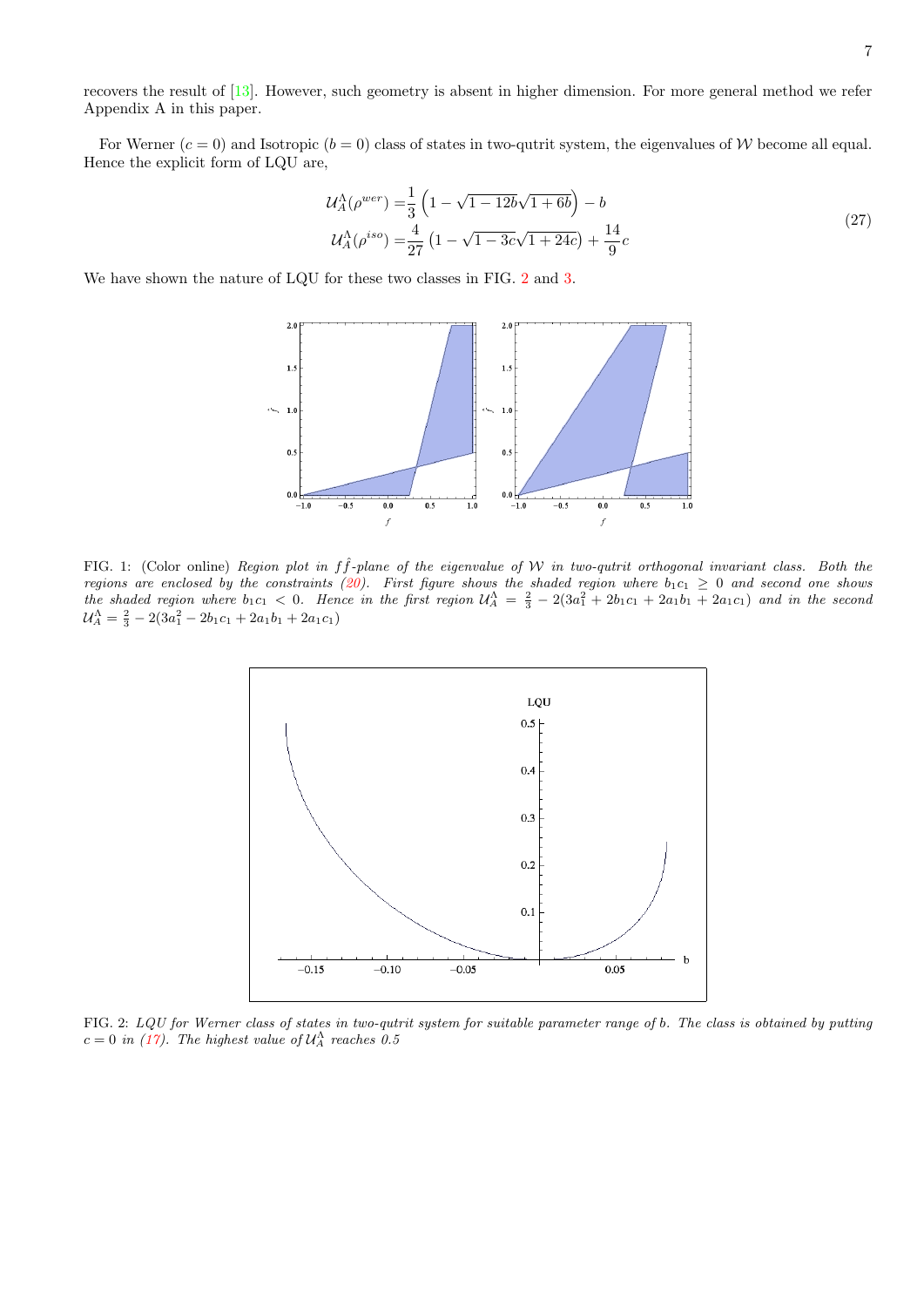recovers the result of [13]. However, such geometry is absent in higher dimension. For more general method we refer Appendix A in this paper.

For Werner ($c = 0$) and Isotropic ($b = 0$) class of states in two-qutrit system, the eigenvalues of $\mathcal{W}$ become all equal. Hence the explicit form of LQU are,

$$
\begin{aligned}
\mathcal{U}_A^{\Lambda}(\rho^{wer}) &= \frac{1}{3}\left(1 - \sqrt{1-12b}\sqrt{1+6b}\right) - b \\
\mathcal{U}_A^{\Lambda}(\rho^{iso}) &= \frac{4}{27}\left(1 - \sqrt{1-3c}\sqrt{1+24c}\right) + \frac{14}{9}c
\end{aligned}
\tag{27}
$$

We have shown the nature of LQU for these two classes in FIG. 2 and 3.

FIG. 1: (Color online) *Region plot in $f\hat{f}$-plane of the eigenvalue of $\mathcal{W}$ in two-qutrit orthogonal invariant class. Both the regions are enclosed by the constraints (20). First figure shows the shaded region where $b_1c_1 \geq 0$ and second one shows the shaded region where $b_1c_1 < 0$. Hence in the first region $\mathcal{U}_A^{\Lambda} = \frac{2}{3} - 2(3a_1^2 + 2b_1c_1 + 2a_1b_1 + 2a_1c_1)$ and in the second $\mathcal{U}_A^{\Lambda} = \frac{2}{3} - 2(3a_1^2 - 2b_1c_1 + 2a_1b_1 + 2a_1c_1)$*

FIG. 2: *LQU for Werner class of states in two-qutrit system for suitable parameter range of b. The class is obtained by putting $c = 0$ in (17). The highest value of $\mathcal{U}_A^{\Lambda}$ reaches 0.5*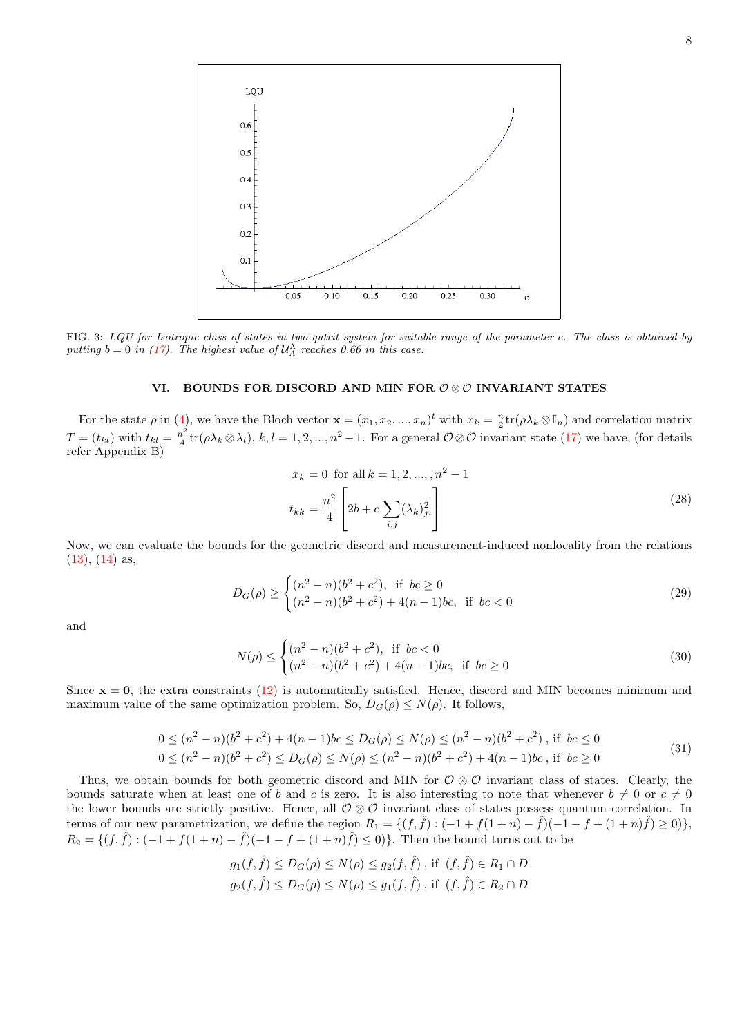FIG. 3: *LQU for Isotropic class of states in two-qutrit system for suitable range of the parameter c. The class is obtained by putting $b = 0$ in (17). The highest value of $\mathcal{U}_A^\Lambda$ reaches 0.66 in this case.*

## VI. BOUNDS FOR DISCORD AND MIN FOR $\mathcal{O} \otimes \mathcal{O}$ INVARIANT STATES

For the state $\rho$ in (4), we have the Bloch vector $\mathbf{x} = (x_1, x_2, ..., x_n)^t$ with $x_k = \frac{n}{2}\text{tr}(\rho\lambda_k \otimes \mathbb{I}_n)$ and correlation matrix $T = (t_{kl})$ with $t_{kl} = \frac{n^2}{4}\text{tr}(\rho\lambda_k \otimes \lambda_l)$, $k, l = 1, 2, ..., n^2 - 1$. For a general $\mathcal{O} \otimes \mathcal{O}$ invariant state (17) we have, (for details refer Appendix B)

$$
\begin{aligned}
x_k &= 0 \;\; \text{for all}\, k = 1, 2, ..., , n^2 - 1 \\
t_{kk} &= \frac{n^2}{4}\left[2b + c\sum_{i,j}(\lambda_k)^2_{ji}\right]
\end{aligned}
\tag{28}
$$

Now, we can evaluate the bounds for the geometric discord and measurement-induced nonlocality from the relations (13), (14) as,

$$
D_G(\rho) \geq \begin{cases} (n^2 - n)(b^2 + c^2), & \text{if } \; bc \geq 0 \\ (n^2 - n)(b^2 + c^2) + 4(n-1)bc, & \text{if } \; bc < 0 \end{cases}
\tag{29}
$$

and

$$
N(\rho) \leq \begin{cases} (n^2 - n)(b^2 + c^2), & \text{if } \; bc < 0 \\ (n^2 - n)(b^2 + c^2) + 4(n-1)bc, & \text{if } \; bc \geq 0 \end{cases}
\tag{30}
$$

Since $\mathbf{x} = \mathbf{0}$, the extra constraints (12) is automatically satisfied. Hence, discord and MIN becomes minimum and maximum value of the same optimization problem. So, $D_G(\rho) \leq N(\rho)$. It follows,

$$
\begin{aligned}
0 \leq (n^2 - n)(b^2 + c^2) + 4(n-1)bc \leq D_G(\rho) \leq N(\rho) \leq (n^2 - n)(b^2 + c^2)\,, \text{ if } \; bc \leq 0 \\
0 \leq (n^2 - n)(b^2 + c^2) \leq D_G(\rho) \leq N(\rho) \leq (n^2 - n)(b^2 + c^2) + 4(n-1)bc\,, \text{ if } \; bc \geq 0
\end{aligned}
\tag{31}
$$

Thus, we obtain bounds for both geometric discord and MIN for $\mathcal{O} \otimes \mathcal{O}$ invariant class of states. Clearly, the bounds saturate when at least one of $b$ and $c$ is zero. It is also interesting to note that whenever $b \neq 0$ or $c \neq 0$ the lower bounds are strictly positive. Hence, all $\mathcal{O} \otimes \mathcal{O}$ invariant class of states possess quantum correlation. In terms of our new parametrization, we define the region $R_1 = \{(f, \hat{f}) : (-1 + f(1+n) - \hat{f})(-1 - f + (1+n)\hat{f}) \geq 0)\}$, $R_2 = \{(f, \hat{f}) : (-1 + f(1+n) - \hat{f})(-1 - f + (1+n)\hat{f}) \leq 0)\}$. Then the bound turns out to be

$$
\begin{aligned}
g_1(f, \hat{f}) \leq D_G(\rho) \leq N(\rho) \leq g_2(f, \hat{f})\,, \text{ if } \; (f, \hat{f}) \in R_1 \cap D \\
g_2(f, \hat{f}) \leq D_G(\rho) \leq N(\rho) \leq g_1(f, \hat{f})\,, \text{ if } \; (f, \hat{f}) \in R_2 \cap D
\end{aligned}
$$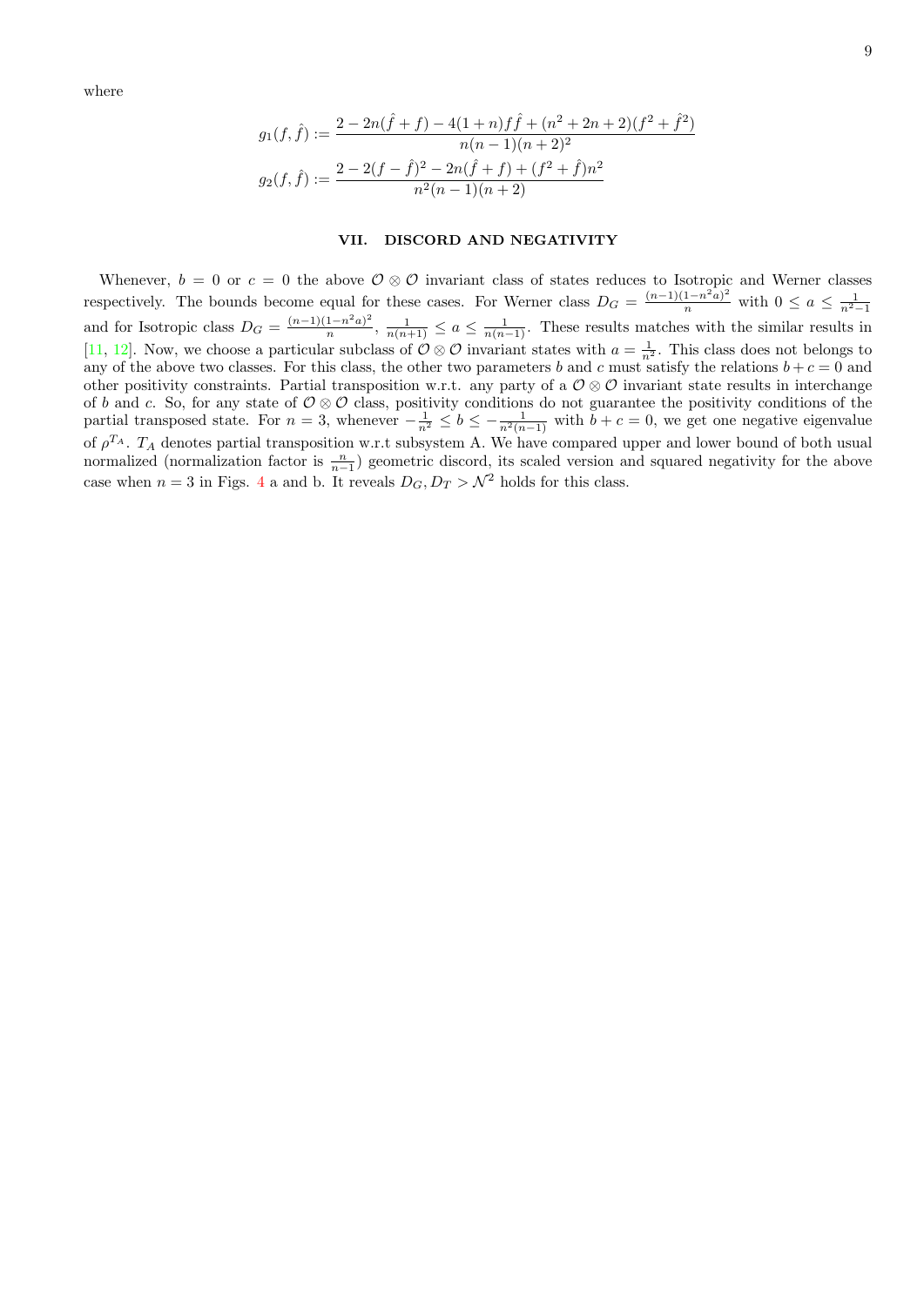where

$$g_1(f, \hat{f}) := \frac{2 - 2n(\hat{f} + f) - 4(1+n)f\hat{f} + (n^2 + 2n + 2)(f^2 + \hat{f}^2)}{n(n-1)(n+2)^2}$$

$$g_2(f, \hat{f}) := \frac{2 - 2(f - \hat{f})^2 - 2n(\hat{f} + f) + (f^2 + \hat{f})n^2}{n^2(n-1)(n+2)}$$

## VII. DISCORD AND NEGATIVITY

Whenever, $b = 0$ or $c = 0$ the above $\mathcal{O} \otimes \mathcal{O}$ invariant class of states reduces to Isotropic and Werner classes respectively. The bounds become equal for these cases. For Werner class $D_G = \frac{(n-1)(1-n^2a)^2}{n}$ with $0 \leq a \leq \frac{1}{n^2-1}$ and for Isotropic class $D_G = \frac{(n-1)(1-n^2a)^2}{n}$, $\frac{1}{n(n+1)} \leq a \leq \frac{1}{n(n-1)}$. These results matches with the similar results in [11, 12]. Now, we choose a particular subclass of $\mathcal{O} \otimes \mathcal{O}$ invariant states with $a = \frac{1}{n^2}$. This class does not belongs to any of the above two classes. For this class, the other two parameters $b$ and $c$ must satisfy the relations $b + c = 0$ and other positivity constraints. Partial transposition w.r.t. any party of a $\mathcal{O} \otimes \mathcal{O}$ invariant state results in interchange of $b$ and $c$. So, for any state of $\mathcal{O} \otimes \mathcal{O}$ class, positivity conditions do not guarantee the positivity conditions of the partial transposed state. For $n = 3$, whenever $-\frac{1}{n^2} \leq b \leq -\frac{1}{n^2(n-1)}$ with $b + c = 0$, we get one negative eigenvalue of $\rho^{T_A}$. $T_A$ denotes partial transposition w.r.t subsystem A. We have compared upper and lower bound of both usual normalized (normalization factor is $\frac{n}{n-1}$) geometric discord, its scaled version and squared negativity for the above case when $n = 3$ in Figs. 4 a and b. It reveals $D_G, D_T > \mathcal{N}^2$ holds for this class.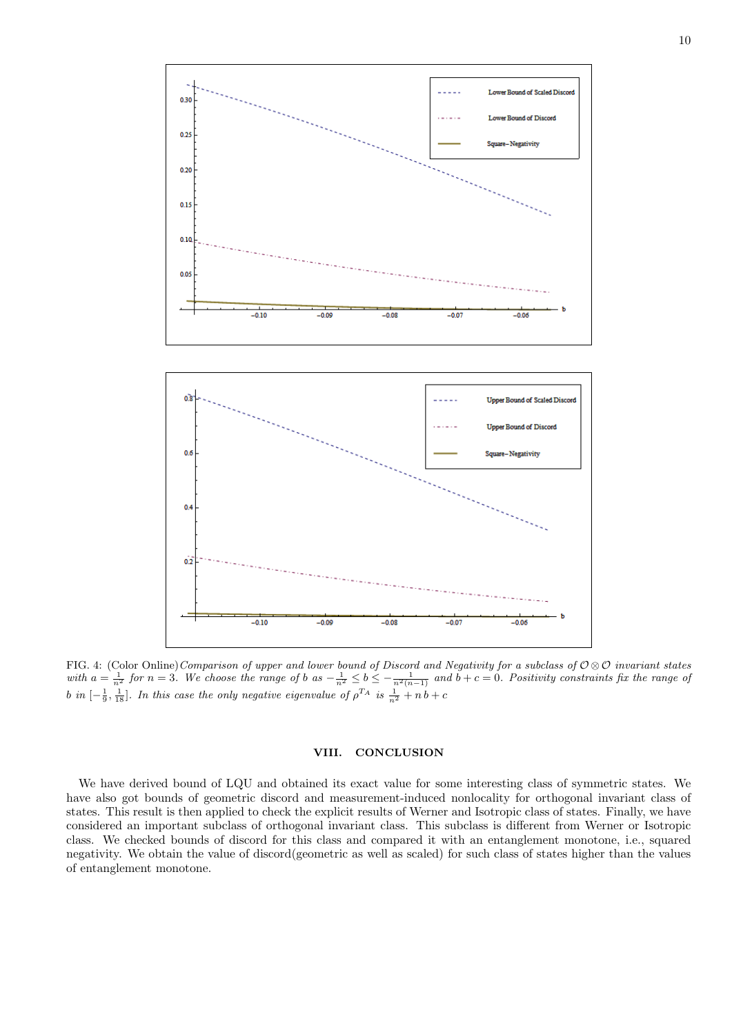FIG. 4: (Color Online) *Comparison of upper and lower bound of Discord and Negativity for a subclass of $\mathcal{O}\otimes\mathcal{O}$ invariant states with $a=\frac{1}{n^2}$ for $n=3$. We choose the range of $b$ as $-\frac{1}{n^2}\leq b\leq -\frac{1}{n^2(n-1)}$ and $b+c=0$. Positivity constraints fix the range of $b$ in $[-\frac{1}{9},\frac{1}{18}]$. In this case the only negative eigenvalue of $\rho^{T_A}$ is $\frac{1}{n^2}+n\,b+c$*

## VIII. CONCLUSION

We have derived bound of LQU and obtained its exact value for some interesting class of symmetric states. We have also got bounds of geometric discord and measurement-induced nonlocality for orthogonal invariant class of states. This result is then applied to check the explicit results of Werner and Isotropic class of states. Finally, we have considered an important subclass of orthogonal invariant class. This subclass is different from Werner or Isotropic class. We checked bounds of discord for this class and compared it with an entanglement monotone, i.e., squared negativity. We obtain the value of discord(geometric as well as scaled) for such class of states higher than the values of entanglement monotone.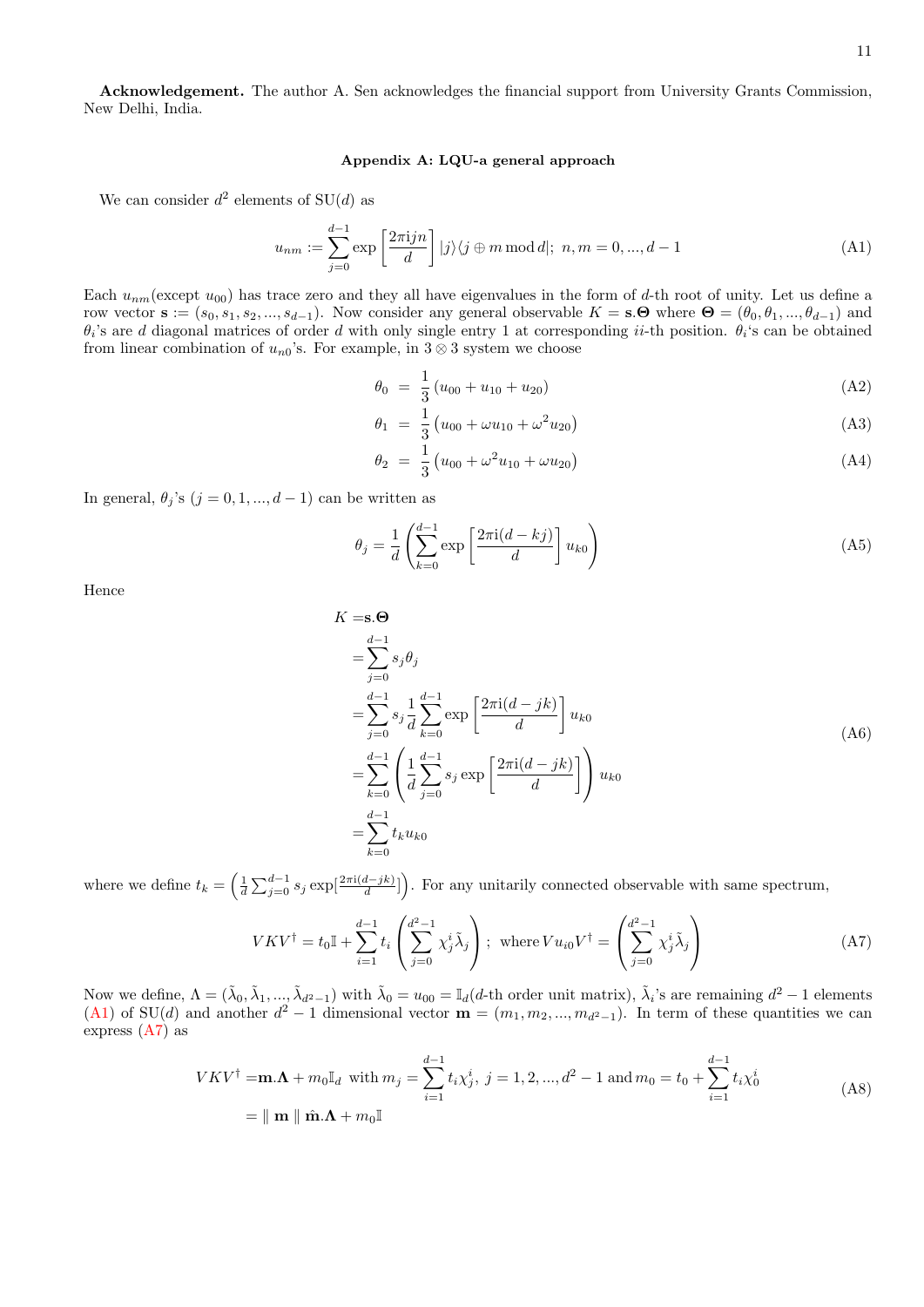**Acknowledgement.** The author A. Sen acknowledges the financial support from University Grants Commission, New Delhi, India.

### Appendix A: LQU-a general approach

We can consider $d^2$ elements of SU($d$) as

$$u_{nm} := \sum_{j=0}^{d-1} \exp\left[\frac{2\pi \mathrm{i} j n}{d}\right] |j\rangle\langle j \oplus m \bmod d|;\ n, m = 0, ..., d-1 \tag{A1}$$

Each $u_{nm}$(except $u_{00}$) has trace zero and they all have eigenvalues in the form of $d$-th root of unity. Let us define a row vector $\mathbf{s} := (s_0, s_1, s_2, ..., s_{d-1})$. Now consider any general observable $K = \mathbf{s}.\boldsymbol{\Theta}$ where $\boldsymbol{\Theta} = (\theta_0, \theta_1, ..., \theta_{d-1})$ and $\theta_i$'s are $d$ diagonal matrices of order $d$ with only single entry 1 at corresponding $ii$-th position. $\theta_i$'s can be obtained from linear combination of $u_{n0}$'s. For example, in $3 \otimes 3$ system we choose

$$\theta_0 = \frac{1}{3}\left(u_{00} + u_{10} + u_{20}\right) \tag{A2}$$

$$\theta_1 = \frac{1}{3}\left(u_{00} + \omega u_{10} + \omega^2 u_{20}\right) \tag{A3}$$

$$\theta_2 = \frac{1}{3}\left(u_{00} + \omega^2 u_{10} + \omega u_{20}\right) \tag{A4}$$

In general, $\theta_j$'s ($j = 0, 1, ..., d-1$) can be written as

$$\theta_j = \frac{1}{d}\left(\sum_{k=0}^{d-1} \exp\left[\frac{2\pi \mathrm{i}(d-kj)}{d}\right] u_{k0}\right) \tag{A5}$$

Hence

$$\begin{aligned}
K =& \mathbf{s}.\boldsymbol{\Theta} \\
=& \sum_{j=0}^{d-1} s_j \theta_j \\
=& \sum_{j=0}^{d-1} s_j \frac{1}{d} \sum_{k=0}^{d-1} \exp\left[\frac{2\pi \mathrm{i}(d-jk)}{d}\right] u_{k0} \\
=& \sum_{k=0}^{d-1} \left(\frac{1}{d} \sum_{j=0}^{d-1} s_j \exp\left[\frac{2\pi \mathrm{i}(d-jk)}{d}\right]\right) u_{k0} \\
=& \sum_{k=0}^{d-1} t_k u_{k0}
\end{aligned} \tag{A6}$$

where we define $t_k = \left(\frac{1}{d}\sum_{j=0}^{d-1} s_j \exp[\frac{2\pi \mathrm{i}(d-jk)}{d}]\right)$. For any unitarily connected observable with same spectrum,

$$VKV^\dagger = t_0 \mathbb{I} + \sum_{i=1}^{d-1} t_i \left(\sum_{j=0}^{d^2-1} \chi_j^i \tilde{\lambda}_j\right);\ \text{where}\, V u_{i0} V^\dagger = \left(\sum_{j=0}^{d^2-1} \chi_j^i \tilde{\lambda}_j\right) \tag{A7}$$

Now we define, $\Lambda = (\tilde{\lambda}_0, \tilde{\lambda}_1, ..., \tilde{\lambda}_{d^2-1})$ with $\tilde{\lambda}_0 = u_{00} = \mathbb{I}_d$($d$-th order unit matrix), $\tilde{\lambda}_i$'s are remaining $d^2-1$ elements (A1) of SU($d$) and another $d^2-1$ dimensional vector $\mathbf{m} = (m_1, m_2, ..., m_{d^2-1})$. In term of these quantities we can express (A7) as

$$\begin{aligned}
VKV^\dagger =& \mathbf{m}.\boldsymbol{\Lambda} + m_0 \mathbb{I}_d \ \text{with}\, m_j = \sum_{i=1}^{d-1} t_i \chi_j^i,\ j = 1, 2, ..., d^2-1 \,\text{and}\, m_0 = t_0 + \sum_{i=1}^{d-1} t_i \chi_0^i \\
=& \parallel \mathbf{m} \parallel \hat{\mathbf{m}}.\boldsymbol{\Lambda} + m_0 \mathbb{I}
\end{aligned} \tag{A8}$$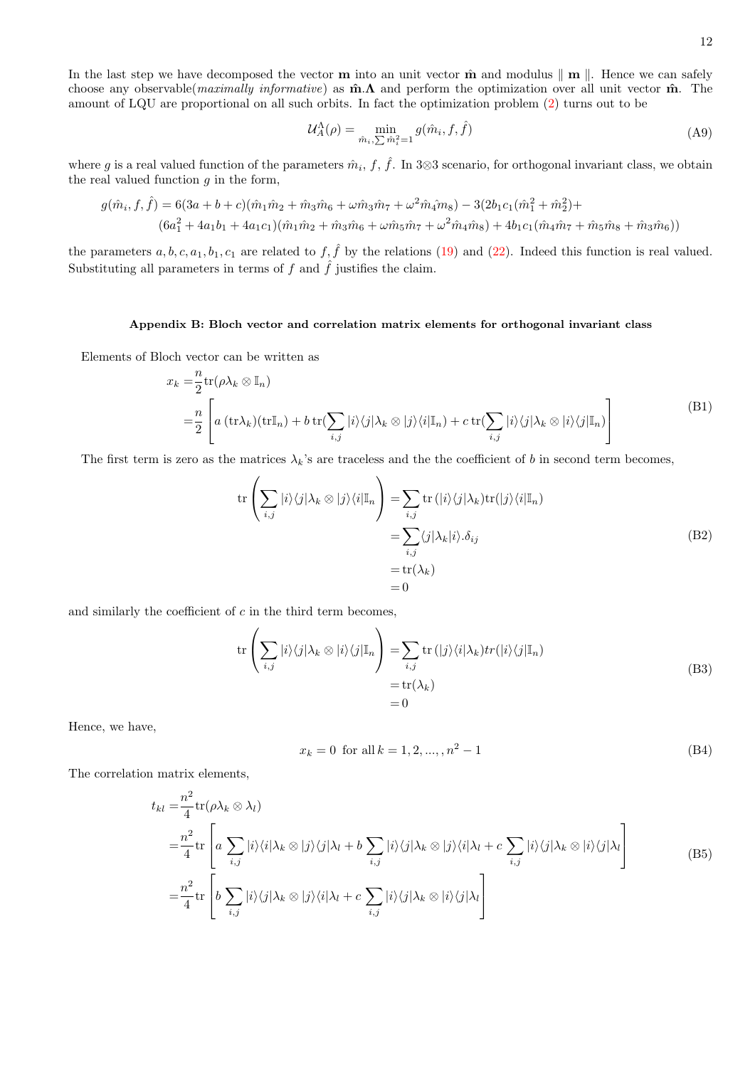In the last step we have decomposed the vector $\mathbf{m}$ into an unit vector $\hat{\mathbf{m}}$ and modulus $\parallel \mathbf{m} \parallel$. Hence we can safely choose any observable(*maximally informative*) as $\hat{\mathbf{m}}.\mathbf{\Lambda}$ and perform the optimization over all unit vector $\hat{\mathbf{m}}$. The amount of LQU are proportional on all such orbits. In fact the optimization problem (2) turns out to be

$$
\mathcal{U}_A^{\Lambda}(\rho) = \min_{\hat{m}_i, \sum \hat{m}_i^2 = 1} g(\hat{m}_i, f, \hat{f}) \tag{A9}
$$

where $g$ is a real valued function of the parameters $\hat{m}_i$, $f$, $\hat{f}$. In 3⊗3 scenario, for orthogonal invariant class, we obtain the real valued function $g$ in the form,

$$
\begin{aligned}
g(\hat{m}_i, f, \hat{f}) = & \, 6(3a+b+c)(\hat{m}_1\hat{m}_2 + \hat{m}_3\hat{m}_6 + \omega\hat{m}_3\hat{m}_7 + \omega^2\hat{m}_4\hat{m}_8) - 3(2b_1c_1(\hat{m}_1^2 + \hat{m}_2^2) + \\
& (6a_1^2 + 4a_1b_1 + 4a_1c_1)(\hat{m}_1\hat{m}_2 + \hat{m}_3\hat{m}_6 + \omega\hat{m}_5\hat{m}_7 + \omega^2\hat{m}_4\hat{m}_8) + 4b_1c_1(\hat{m}_4\hat{m}_7 + \hat{m}_5\hat{m}_8 + \hat{m}_3\hat{m}_6))
\end{aligned}
$$

the parameters $a, b, c, a_1, b_1, c_1$ are related to $f, \hat{f}$ by the relations (19) and (22). Indeed this function is real valued. Substituting all parameters in terms of $f$ and $\hat{f}$ justifies the claim.

### Appendix B: Bloch vector and correlation matrix elements for orthogonal invariant class

Elements of Bloch vector can be written as

$$
\begin{aligned}
x_k = & \frac{n}{2}\mathrm{tr}(\rho\lambda_k \otimes \mathbb{I}_n) \\
= & \frac{n}{2}\left[a\,(\mathrm{tr}\lambda_k)(\mathrm{tr}\mathbb{I}_n) + b\,\mathrm{tr}(\sum_{i,j}|i\rangle\langle j|\lambda_k \otimes |j\rangle\langle i|\mathbb{I}_n) + c\,\mathrm{tr}(\sum_{i,j}|i\rangle\langle j|\lambda_k \otimes |i\rangle\langle j|\mathbb{I}_n)\right]
\end{aligned} \tag{B1}
$$

The first term is zero as the matrices $\lambda_k$'s are traceless and the the coefficient of $b$ in second term becomes,

$$
\begin{aligned}
\mathrm{tr}\left(\sum_{i,j}|i\rangle\langle j|\lambda_k \otimes |j\rangle\langle i|\mathbb{I}_n\right) = & \sum_{i,j}\mathrm{tr}\,(|i\rangle\langle j|\lambda_k)\mathrm{tr}(|j\rangle\langle i|\mathbb{I}_n) \\
= & \sum_{i,j}\langle j|\lambda_k|i\rangle.\delta_{ij} \\
= & \,\mathrm{tr}(\lambda_k) \\
= & \, 0
\end{aligned} \tag{B2}
$$

and similarly the coefficient of $c$ in the third term becomes,

$$
\begin{aligned}
\mathrm{tr}\left(\sum_{i,j}|i\rangle\langle j|\lambda_k \otimes |i\rangle\langle j|\mathbb{I}_n\right) = & \sum_{i,j}\mathrm{tr}\,(|j\rangle\langle i|\lambda_k)tr(|i\rangle\langle j|\mathbb{I}_n) \\
= & \,\mathrm{tr}(\lambda_k) \\
= & \, 0
\end{aligned} \tag{B3}
$$

Hence, we have,

$$
x_k = 0 \;\text{ for all}\, k = 1, 2, ..., , n^2 - 1 \tag{B4}
$$

The correlation matrix elements,

$$
\begin{aligned}
t_{kl} = & \frac{n^2}{4}\mathrm{tr}(\rho\lambda_k \otimes \lambda_l) \\
= & \frac{n^2}{4}\mathrm{tr}\left[a\sum_{i,j}|i\rangle\langle i|\lambda_k \otimes |j\rangle\langle j|\lambda_l + b\sum_{i,j}|i\rangle\langle j|\lambda_k \otimes |j\rangle\langle i|\lambda_l + c\sum_{i,j}|i\rangle\langle j|\lambda_k \otimes |i\rangle\langle j|\lambda_l\right] \\
= & \frac{n^2}{4}\mathrm{tr}\left[b\sum_{i,j}|i\rangle\langle j|\lambda_k \otimes |j\rangle\langle i|\lambda_l + c\sum_{i,j}|i\rangle\langle j|\lambda_k \otimes |i\rangle\langle j|\lambda_l\right]
\end{aligned} \tag{B5}
$$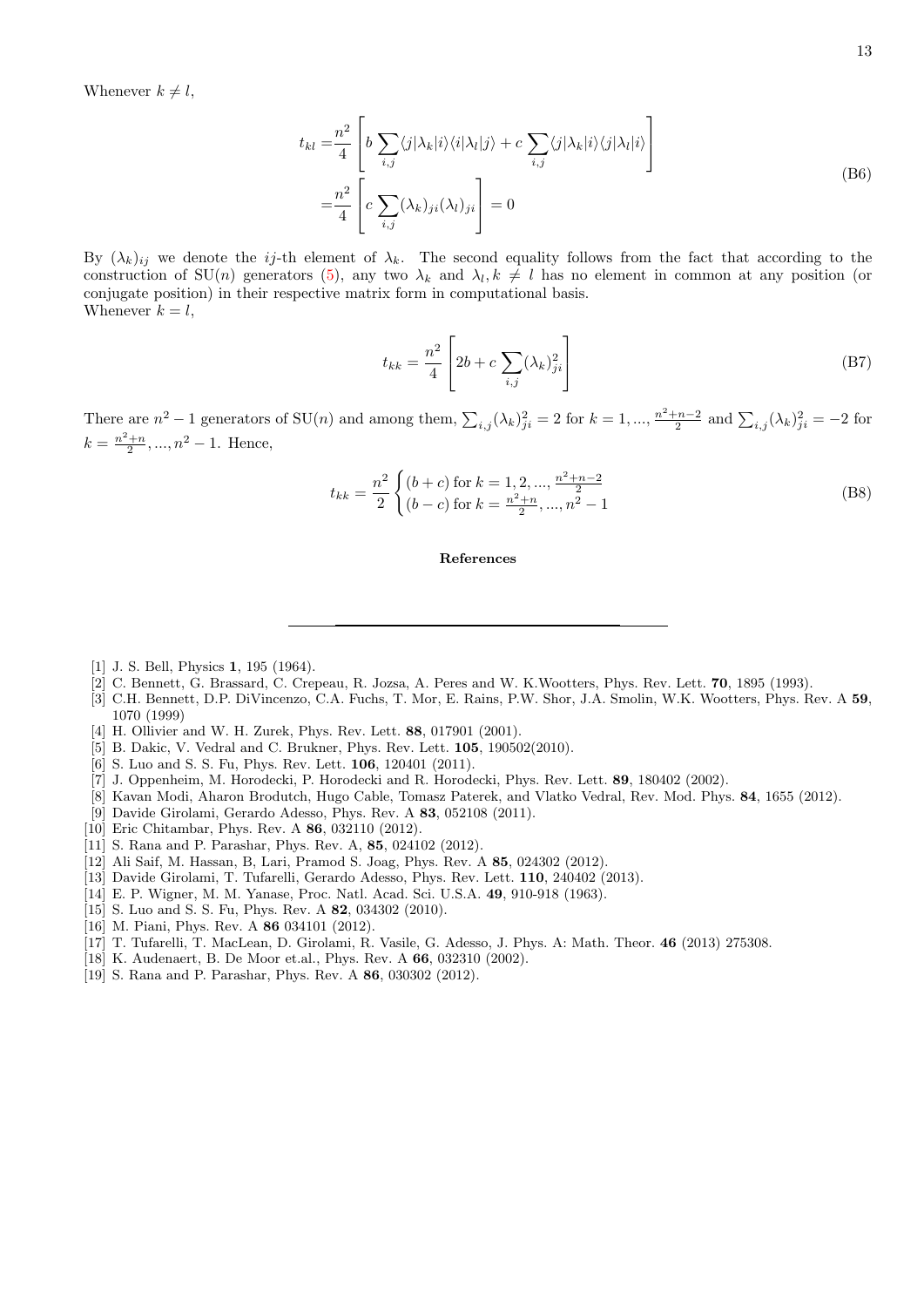Whenever $k \neq l$,

$$
\begin{aligned}
t_{kl} =& \frac{n^2}{4}\left[b\sum_{i,j}\langle j|\lambda_k|i\rangle\langle i|\lambda_l|j\rangle + c\sum_{i,j}\langle j|\lambda_k|i\rangle\langle j|\lambda_l|i\rangle\right] \\
=& \frac{n^2}{4}\left[c\sum_{i,j}(\lambda_k)_{ji}(\lambda_l)_{ji}\right] = 0
\end{aligned}
\tag{B6}
$$

By $(\lambda_k)_{ij}$ we denote the $ij$-th element of $\lambda_k$. The second equality follows from the fact that according to the construction of SU($n$) generators (5), any two $\lambda_k$ and $\lambda_l, k \neq l$ has no element in common at any position (or conjugate position) in their respective matrix form in computational basis.
Whenever $k = l$,

$$
t_{kk} = \frac{n^2}{4}\left[2b + c\sum_{i,j}(\lambda_k)^2_{ji}\right]
\tag{B7}
$$

There are $n^2-1$ generators of SU($n$) and among them, $\sum_{i,j}(\lambda_k)^2_{ji} = 2$ for $k = 1, ..., \frac{n^2+n-2}{2}$ and $\sum_{i,j}(\lambda_k)^2_{ji} = -2$ for $k = \frac{n^2+n}{2}, ..., n^2-1$. Hence,

$$
t_{kk} = \frac{n^2}{2}\begin{cases}(b+c) \text{ for } k = 1, 2, ..., \frac{n^2+n-2}{2} \\ (b-c) \text{ for } k = \frac{n^2+n}{2}, ..., n^2-1\end{cases}
\tag{B8}
$$

**References**

---

[1] J. S. Bell, Physics **1**, 195 (1964).
[2] C. Bennett, G. Brassard, C. Crepeau, R. Jozsa, A. Peres and W. K.Wootters, Phys. Rev. Lett. **70**, 1895 (1993).
[3] C.H. Bennett, D.P. DiVincenzo, C.A. Fuchs, T. Mor, E. Rains, P.W. Shor, J.A. Smolin, W.K. Wootters, Phys. Rev. A **59**, 1070 (1999)
[4] H. Ollivier and W. H. Zurek, Phys. Rev. Lett. **88**, 017901 (2001).
[5] B. Dakic, V. Vedral and C. Brukner, Phys. Rev. Lett. **105**, 190502(2010).
[6] S. Luo and S. S. Fu, Phys. Rev. Lett. **106**, 120401 (2011).
[7] J. Oppenheim, M. Horodecki, P. Horodecki and R. Horodecki, Phys. Rev. Lett. **89**, 180402 (2002).
[8] Kavan Modi, Aharon Brodutch, Hugo Cable, Tomasz Paterek, and Vlatko Vedral, Rev. Mod. Phys. **84**, 1655 (2012).
[9] Davide Girolami, Gerardo Adesso, Phys. Rev. A **83**, 052108 (2011).
[10] Eric Chitambar, Phys. Rev. A **86**, 032110 (2012).
[11] S. Rana and P. Parashar, Phys. Rev. A, **85**, 024102 (2012).
[12] Ali Saif, M. Hassan, B, Lari, Pramod S. Joag, Phys. Rev. A **85**, 024302 (2012).
[13] Davide Girolami, T. Tufarelli, Gerardo Adesso, Phys. Rev. Lett. **110**, 240402 (2013).
[14] E. P. Wigner, M. M. Yanase, Proc. Natl. Acad. Sci. U.S.A. **49**, 910-918 (1963).
[15] S. Luo and S. S. Fu, Phys. Rev. A **82**, 034302 (2010).
[16] M. Piani, Phys. Rev. A **86** 034101 (2012).
[17] T. Tufarelli, T. MacLean, D. Girolami, R. Vasile, G. Adesso, J. Phys. A: Math. Theor. **46** (2013) 275308.
[18] K. Audenaert, B. De Moor et.al., Phys. Rev. A **66**, 032310 (2002).
[19] S. Rana and P. Parashar, Phys. Rev. A **86**, 030302 (2012).